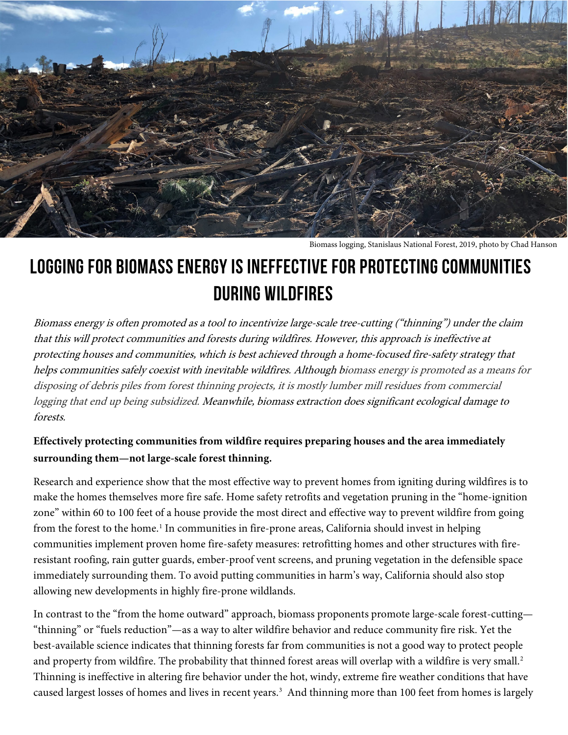Biomass logging, Stanislaus National Forest, 2019, photo by Chad Hanson

# LOGGING FOR BIOMASS ENERGY IS INEFFECTIVE FOR PROTECTING COMMUNITIES DURING WILDFIRES

*Biomass energy is often promoted as a tool to incentivize large-scale tree-cutting ("thinning") under the claim that this will protect communities and forests during wildfires. However, this approach is ineffective at protecting houses and communities, which is best achieved through a home-focused fire-safety strategy that helps communities safely coexist with inevitable wildfires. Although biomass energy is promoted as a means for disposing of debris piles from forest thinning projects, it is mostly lumber mill residues from commercial logging that end up being subsidized. Meanwhile, biomass extraction does significant ecological damage to forests.*

**Effectively protecting communities from wildfire requires preparing houses and the area immediately surrounding them—not large-scale forest thinning.**

Research and experience show that the most effective way to prevent homes from igniting during wildfires is to make the homes themselves more fire safe. Home safety retrofits and vegetation pruning in the "home-ignition zone" within 60 to 100 feet of a house provide the most direct and effective way to prevent wildfire from going from the forest to the home.[1] In communities in fire-prone areas, California should invest in helping communities implement proven home fire-safety measures: retrofitting homes and other structures with fire-resistant roofing, rain gutter guards, ember-proof vent screens, and pruning vegetation in the defensible space immediately surrounding them. To avoid putting communities in harm's way, California should also stop allowing new developments in highly fire-prone wildlands.

In contrast to the "from the home outward" approach, biomass proponents promote large-scale forest-cutting—"thinning" or "fuels reduction"—as a way to alter wildfire behavior and reduce community fire risk. Yet the best-available science indicates that thinning forests far from communities is not a good way to protect people and property from wildfire. The probability that thinned forest areas will overlap with a wildfire is very small.[2] Thinning is ineffective in altering fire behavior under the hot, windy, extreme fire weather conditions that have caused largest losses of homes and lives in recent years.[3] And thinning more than 100 feet from homes is largely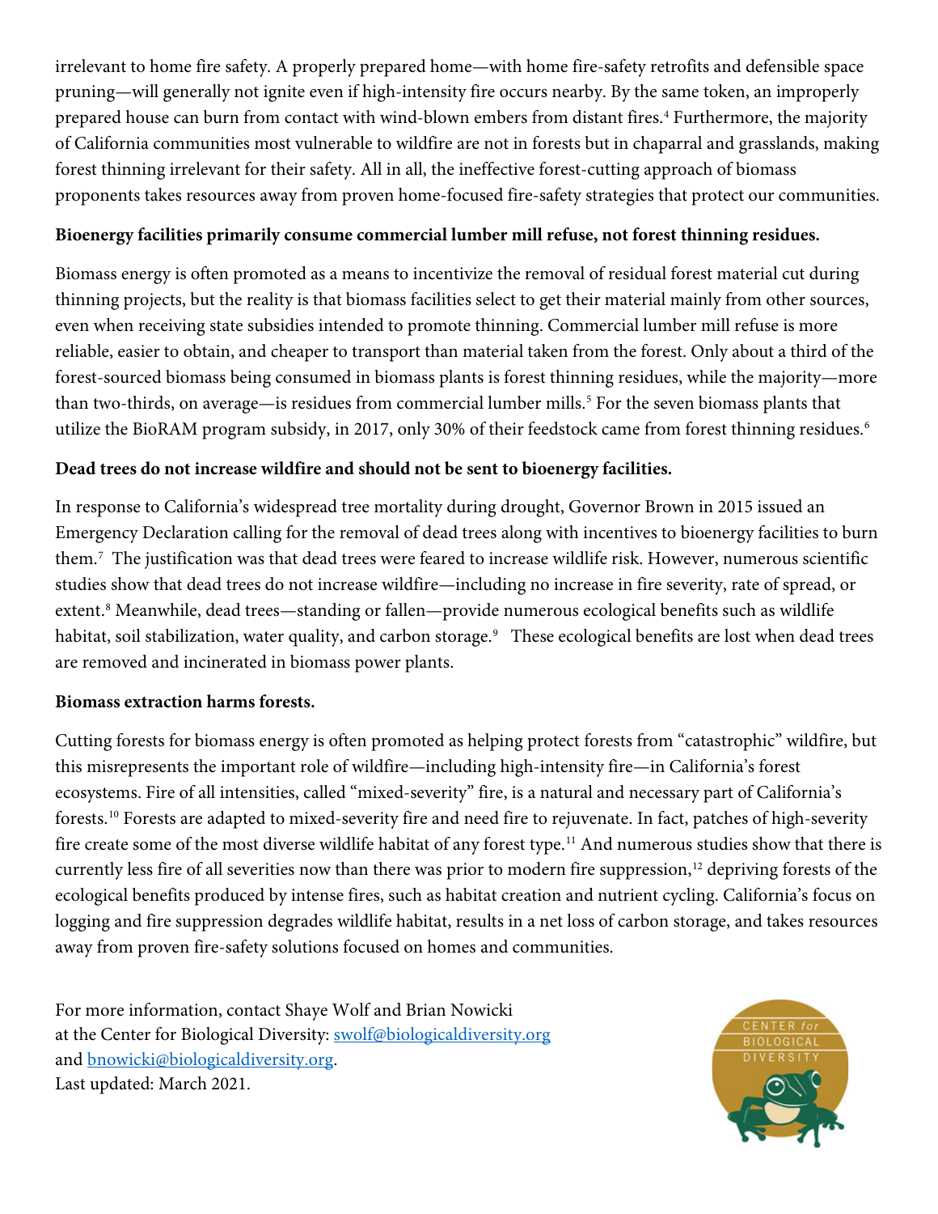irrelevant to home fire safety. A properly prepared home—with home fire-safety retrofits and defensible space pruning—will generally not ignite even if high-intensity fire occurs nearby. By the same token, an improperly prepared house can burn from contact with wind-blown embers from distant fires.[4] Furthermore, the majority of California communities most vulnerable to wildfire are not in forests but in chaparral and grasslands, making forest thinning irrelevant for their safety. All in all, the ineffective forest-cutting approach of biomass proponents takes resources away from proven home-focused fire-safety strategies that protect our communities.

**Bioenergy facilities primarily consume commercial lumber mill refuse, not forest thinning residues.**

Biomass energy is often promoted as a means to incentivize the removal of residual forest material cut during thinning projects, but the reality is that biomass facilities select to get their material mainly from other sources, even when receiving state subsidies intended to promote thinning. Commercial lumber mill refuse is more reliable, easier to obtain, and cheaper to transport than material taken from the forest. Only about a third of the forest-sourced biomass being consumed in biomass plants is forest thinning residues, while the majority—more than two-thirds, on average—is residues from commercial lumber mills.[5] For the seven biomass plants that utilize the BioRAM program subsidy, in 2017, only 30% of their feedstock came from forest thinning residues.[6]

**Dead trees do not increase wildfire and should not be sent to bioenergy facilities.**

In response to California's widespread tree mortality during drought, Governor Brown in 2015 issued an Emergency Declaration calling for the removal of dead trees along with incentives to bioenergy facilities to burn them.[7] The justification was that dead trees were feared to increase wildlife risk. However, numerous scientific studies show that dead trees do not increase wildfire—including no increase in fire severity, rate of spread, or extent.[8] Meanwhile, dead trees—standing or fallen—provide numerous ecological benefits such as wildlife habitat, soil stabilization, water quality, and carbon storage.[9] These ecological benefits are lost when dead trees are removed and incinerated in biomass power plants.

**Biomass extraction harms forests.**

Cutting forests for biomass energy is often promoted as helping protect forests from "catastrophic" wildfire, but this misrepresents the important role of wildfire—including high-intensity fire—in California's forest ecosystems. Fire of all intensities, called "mixed-severity" fire, is a natural and necessary part of California's forests.[10] Forests are adapted to mixed-severity fire and need fire to rejuvenate. In fact, patches of high-severity fire create some of the most diverse wildlife habitat of any forest type.[11] And numerous studies show that there is currently less fire of all severities now than there was prior to modern fire suppression,[12] depriving forests of the ecological benefits produced by intense fires, such as habitat creation and nutrient cycling. California's focus on logging and fire suppression degrades wildlife habitat, results in a net loss of carbon storage, and takes resources away from proven fire-safety solutions focused on homes and communities.

For more information, contact Shaye Wolf and Brian Nowicki at the Center for Biological Diversity: swolf@biologicaldiversity.org and bnowicki@biologicaldiversity.org.
Last updated: March 2021.

CENTER for BIOLOGICAL DIVERSITY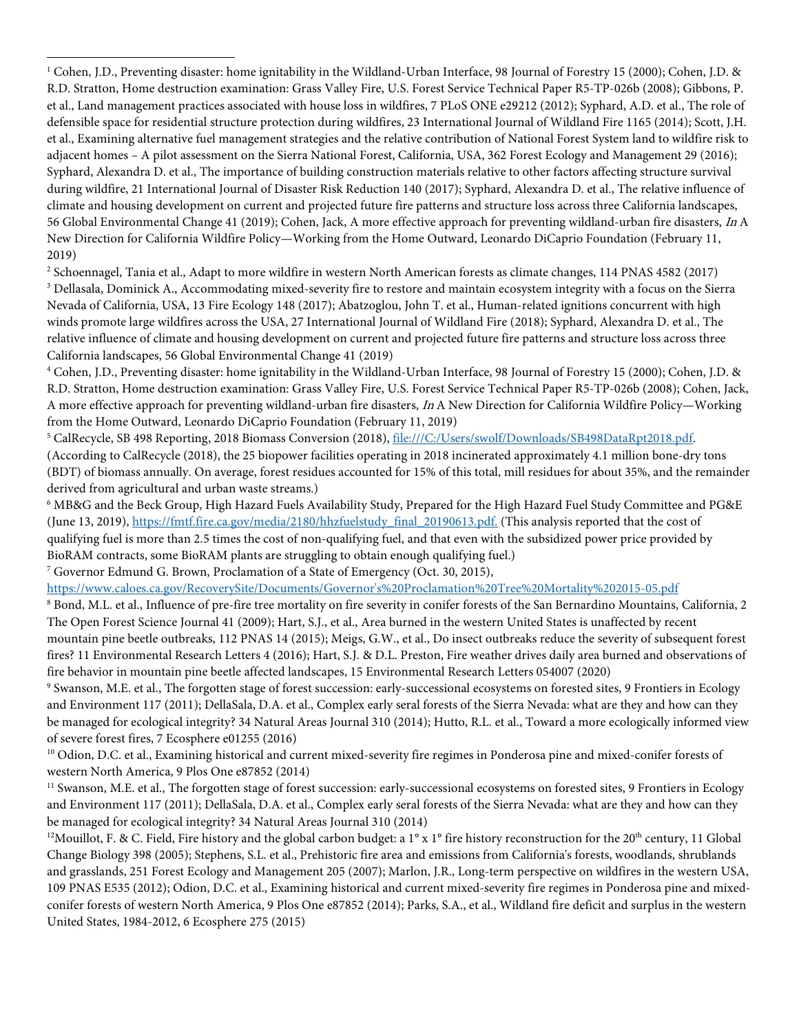[1] Cohen, J.D., Preventing disaster: home ignitability in the Wildland-Urban Interface, 98 Journal of Forestry 15 (2000); Cohen, J.D. & R.D. Stratton, Home destruction examination: Grass Valley Fire, U.S. Forest Service Technical Paper R5-TP-026b (2008); Gibbons, P. et al., Land management practices associated with house loss in wildfires, 7 PLoS ONE e29212 (2012); Syphard, A.D. et al., The role of defensible space for residential structure protection during wildfires, 23 International Journal of Wildland Fire 1165 (2014); Scott, J.H. et al., Examining alternative fuel management strategies and the relative contribution of National Forest System land to wildfire risk to adjacent homes – A pilot assessment on the Sierra National Forest, California, USA, 362 Forest Ecology and Management 29 (2016); Syphard, Alexandra D. et al., The importance of building construction materials relative to other factors affecting structure survival during wildfire, 21 International Journal of Disaster Risk Reduction 140 (2017); Syphard, Alexandra D. et al., The relative influence of climate and housing development on current and projected future fire patterns and structure loss across three California landscapes, 56 Global Environmental Change 41 (2019); Cohen, Jack, A more effective approach for preventing wildland-urban fire disasters, *In* A New Direction for California Wildfire Policy—Working from the Home Outward, Leonardo DiCaprio Foundation (February 11, 2019)

[2] Schoennagel, Tania et al., Adapt to more wildfire in western North American forests as climate changes, 114 PNAS 4582 (2017)

[3] Dellasala, Dominick A., Accommodating mixed-severity fire to restore and maintain ecosystem integrity with a focus on the Sierra Nevada of California, USA, 13 Fire Ecology 148 (2017); Abatzoglou, John T. et al., Human-related ignitions concurrent with high winds promote large wildfires across the USA, 27 International Journal of Wildland Fire (2018); Syphard, Alexandra D. et al., The relative influence of climate and housing development on current and projected future fire patterns and structure loss across three California landscapes, 56 Global Environmental Change 41 (2019)

[4] Cohen, J.D., Preventing disaster: home ignitability in the Wildland-Urban Interface, 98 Journal of Forestry 15 (2000); Cohen, J.D. & R.D. Stratton, Home destruction examination: Grass Valley Fire, U.S. Forest Service Technical Paper R5-TP-026b (2008); Cohen, Jack, A more effective approach for preventing wildland-urban fire disasters, *In* A New Direction for California Wildfire Policy—Working from the Home Outward, Leonardo DiCaprio Foundation (February 11, 2019)

[5] CalRecycle, SB 498 Reporting, 2018 Biomass Conversion (2018), file:///C:/Users/swolf/Downloads/SB498DataRpt2018.pdf. (According to CalRecycle (2018), the 25 biopower facilities operating in 2018 incinerated approximately 4.1 million bone-dry tons (BDT) of biomass annually. On average, forest residues accounted for 15% of this total, mill residues for about 35%, and the remainder derived from agricultural and urban waste streams.)

[6] MB&G and the Beck Group, High Hazard Fuels Availability Study, Prepared for the High Hazard Fuel Study Committee and PG&E (June 13, 2019), https://fmtf.fire.ca.gov/media/2180/hhzfuelstudy_final_20190613.pdf. (This analysis reported that the cost of qualifying fuel is more than 2.5 times the cost of non-qualifying fuel, and that even with the subsidized power price provided by BioRAM contracts, some BioRAM plants are struggling to obtain enough qualifying fuel.)

[7] Governor Edmund G. Brown, Proclamation of a State of Emergency (Oct. 30, 2015), https://www.caloes.ca.gov/RecoverySite/Documents/Governor's%20Proclamation%20Tree%20Mortality%202015-05.pdf

[8] Bond, M.L. et al., Influence of pre-fire tree mortality on fire severity in conifer forests of the San Bernardino Mountains, California, 2 The Open Forest Science Journal 41 (2009); Hart, S.J., et al., Area burned in the western United States is unaffected by recent mountain pine beetle outbreaks, 112 PNAS 14 (2015); Meigs, G.W., et al., Do insect outbreaks reduce the severity of subsequent forest fires? 11 Environmental Research Letters 4 (2016); Hart, S.J. & D.L. Preston, Fire weather drives daily area burned and observations of fire behavior in mountain pine beetle affected landscapes, 15 Environmental Research Letters 054007 (2020)

[9] Swanson, M.E. et al., The forgotten stage of forest succession: early-successional ecosystems on forested sites, 9 Frontiers in Ecology and Environment 117 (2011); DellaSala, D.A. et al., Complex early seral forests of the Sierra Nevada: what are they and how can they be managed for ecological integrity? 34 Natural Areas Journal 310 (2014); Hutto, R.L. et al., Toward a more ecologically informed view of severe forest fires, 7 Ecosphere e01255 (2016)

[10] Odion, D.C. et al., Examining historical and current mixed-severity fire regimes in Ponderosa pine and mixed-conifer forests of western North America, 9 Plos One e87852 (2014)

[11] Swanson, M.E. et al., The forgotten stage of forest succession: early-successional ecosystems on forested sites, 9 Frontiers in Ecology and Environment 117 (2011); DellaSala, D.A. et al., Complex early seral forests of the Sierra Nevada: what are they and how can they be managed for ecological integrity? 34 Natural Areas Journal 310 (2014)

[12] Mouillot, F. & C. Field, Fire history and the global carbon budget: a $1° \times 1°$ fire history reconstruction for the 20th century, 11 Global Change Biology 398 (2005); Stephens, S.L. et al., Prehistoric fire area and emissions from California's forests, woodlands, shrublands and grasslands, 251 Forest Ecology and Management 205 (2007); Marlon, J.R., Long-term perspective on wildfires in the western USA, 109 PNAS E535 (2012); Odion, D.C. et al., Examining historical and current mixed-severity fire regimes in Ponderosa pine and mixed-conifer forests of western North America, 9 Plos One e87852 (2014); Parks, S.A., et al., Wildland fire deficit and surplus in the western United States, 1984-2012, 6 Ecosphere 275 (2015)